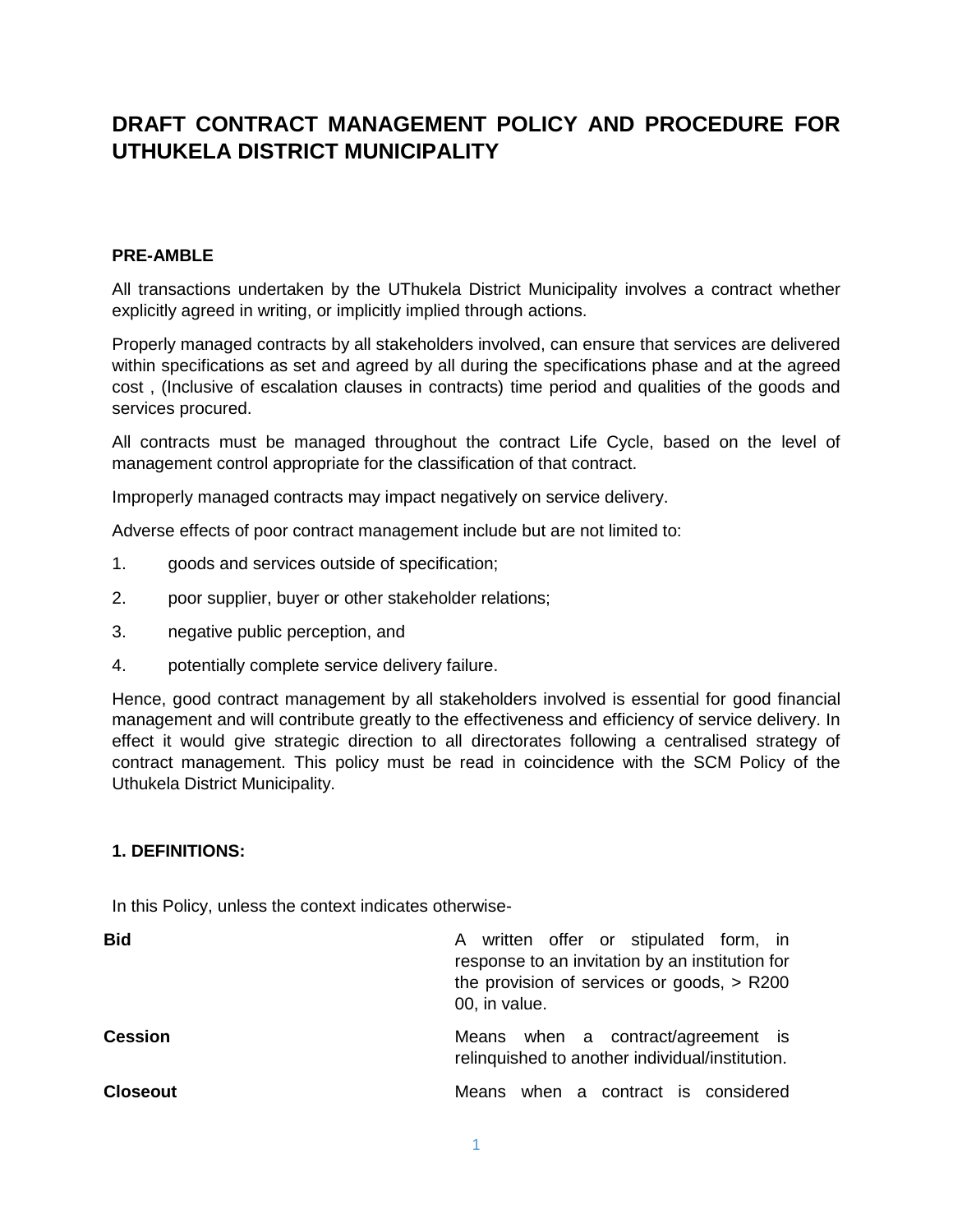# DRAFT CONTRACT MANAGEMENT POLICY AND PROCEDURE FOR UTHUKELA DISTRICT MUNICIPALITY

## PRE-AMBLE

All transactions undertaken by the UThukela District Municipality involves a contract whether explicitly agreed in writing, or implicitly implied through actions.

Properly managed contracts by all stakeholders involved, can ensure that services are delivered within specifications as set and agreed by all during the specifications phase and at the agreed cost , (Inclusive of escalation clauses in contracts) time period and qualities of the goods and services procured.

All contracts must be managed throughout the contract Life Cycle, based on the level of management control appropriate for the classification of that contract.

Improperly managed contracts may impact negatively on service delivery.

Adverse effects of poor contract management include but are not limited to:

1. goods and services outside of specification;
2. poor supplier, buyer or other stakeholder relations;
3. negative public perception, and
4. potentially complete service delivery failure.

Hence, good contract management by all stakeholders involved is essential for good financial management and will contribute greatly to the effectiveness and efficiency of service delivery. In effect it would give strategic direction to all directorates following a centralised strategy of contract management. This policy must be read in coincidence with the SCM Policy of the Uthukela District Municipality.

## 1. DEFINITIONS:

In this Policy, unless the context indicates otherwise-

| | |
|---|---|
| **Bid** | A written offer or stipulated form, in response to an invitation by an institution for the provision of services or goods, > R200 00, in value. |
| **Cession** | Means when a contract/agreement is relinquished to another individual/institution. |
| **Closeout** | Means when a contract is considered |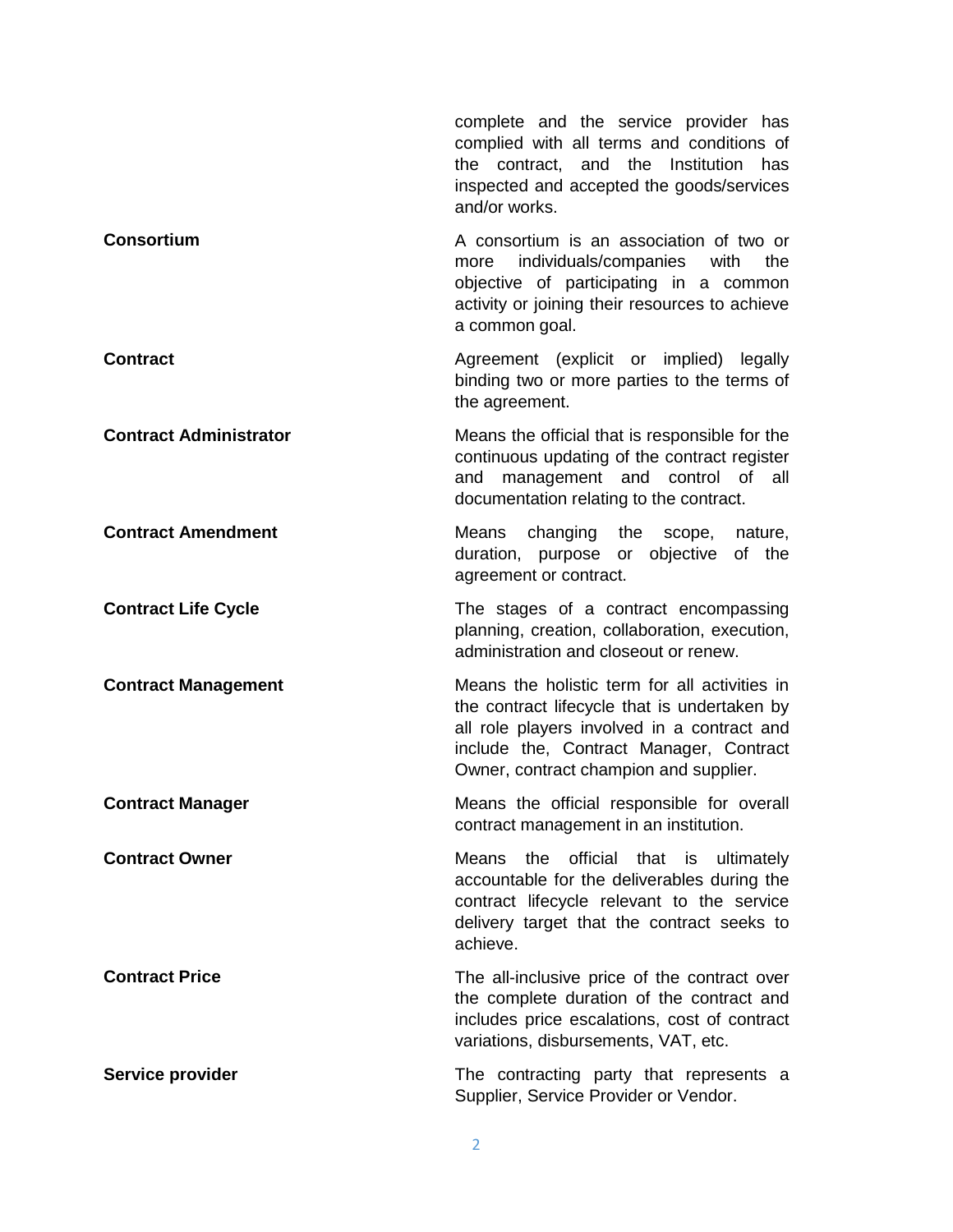| | |
|---|---|
| | complete and the service provider has complied with all terms and conditions of the contract, and the Institution has inspected and accepted the goods/services and/or works. |
| **Consortium** | A consortium is an association of two or more individuals/companies with the objective of participating in a common activity or joining their resources to achieve a common goal. |
| **Contract** | Agreement (explicit or implied) legally binding two or more parties to the terms of the agreement. |
| **Contract Administrator** | Means the official that is responsible for the continuous updating of the contract register and management and control of all documentation relating to the contract. |
| **Contract Amendment** | Means changing the scope, nature, duration, purpose or objective of the agreement or contract. |
| **Contract Life Cycle** | The stages of a contract encompassing planning, creation, collaboration, execution, administration and closeout or renew. |
| **Contract Management** | Means the holistic term for all activities in the contract lifecycle that is undertaken by all role players involved in a contract and include the, Contract Manager, Contract Owner, contract champion and supplier. |
| **Contract Manager** | Means the official responsible for overall contract management in an institution. |
| **Contract Owner** | Means the official that is ultimately accountable for the deliverables during the contract lifecycle relevant to the service delivery target that the contract seeks to achieve. |
| **Contract Price** | The all-inclusive price of the contract over the complete duration of the contract and includes price escalations, cost of contract variations, disbursements, VAT, etc. |
| **Service provider** | The contracting party that represents a Supplier, Service Provider or Vendor. |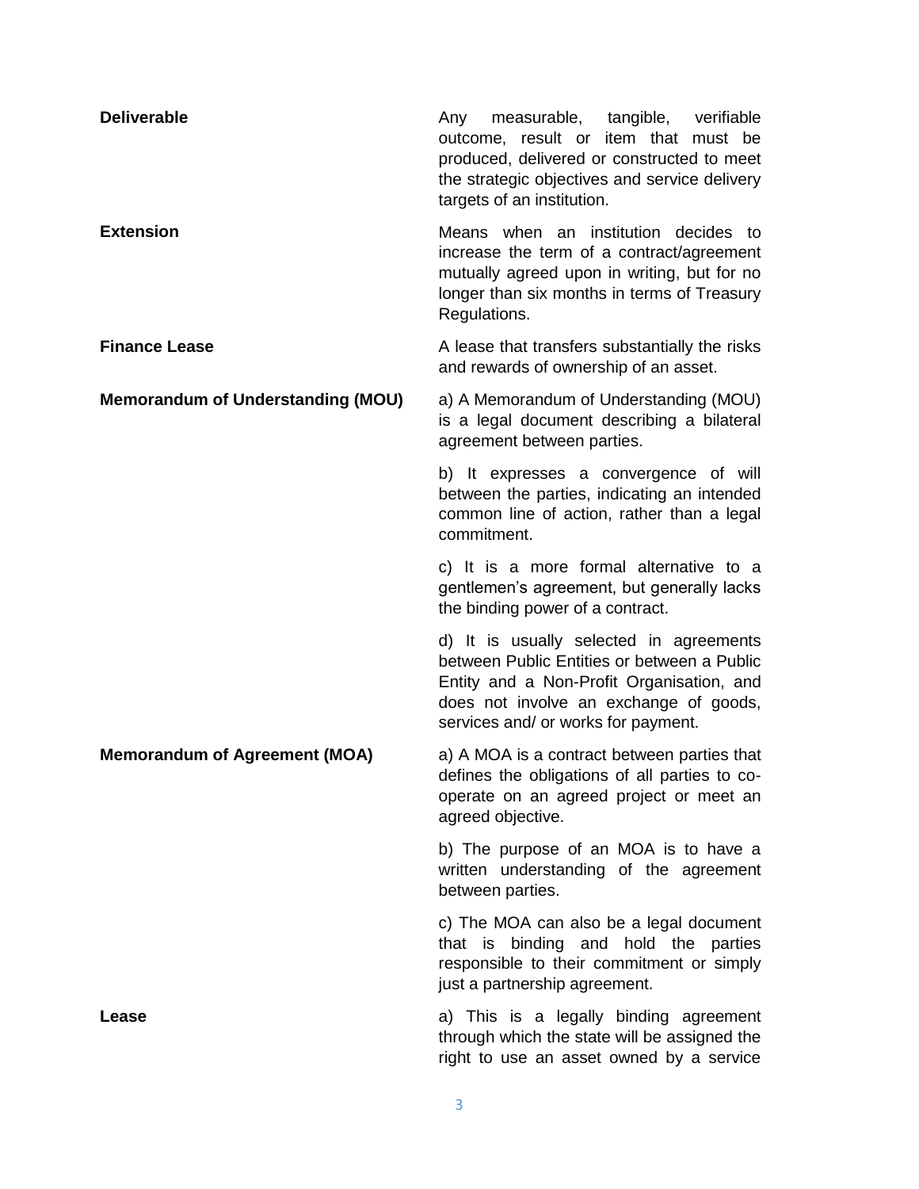| | |
|---|---|
| **Deliverable** | Any measurable, tangible, verifiable outcome, result or item that must be produced, delivered or constructed to meet the strategic objectives and service delivery targets of an institution. |
| **Extension** | Means when an institution decides to increase the term of a contract/agreement mutually agreed upon in writing, but for no longer than six months in terms of Treasury Regulations. |
| **Finance Lease** | A lease that transfers substantially the risks and rewards of ownership of an asset. |
| **Memorandum of Understanding (MOU)** | a) A Memorandum of Understanding (MOU) is a legal document describing a bilateral agreement between parties. |
| | b) It expresses a convergence of will between the parties, indicating an intended common line of action, rather than a legal commitment. |
| | c) It is a more formal alternative to a gentlemen's agreement, but generally lacks the binding power of a contract. |
| | d) It is usually selected in agreements between Public Entities or between a Public Entity and a Non-Profit Organisation, and does not involve an exchange of goods, services and/ or works for payment. |
| **Memorandum of Agreement (MOA)** | a) A MOA is a contract between parties that defines the obligations of all parties to co-operate on an agreed project or meet an agreed objective. |
| | b) The purpose of an MOA is to have a written understanding of the agreement between parties. |
| | c) The MOA can also be a legal document that is binding and hold the parties responsible to their commitment or simply just a partnership agreement. |
| **Lease** | a) This is a legally binding agreement through which the state will be assigned the right to use an asset owned by a service |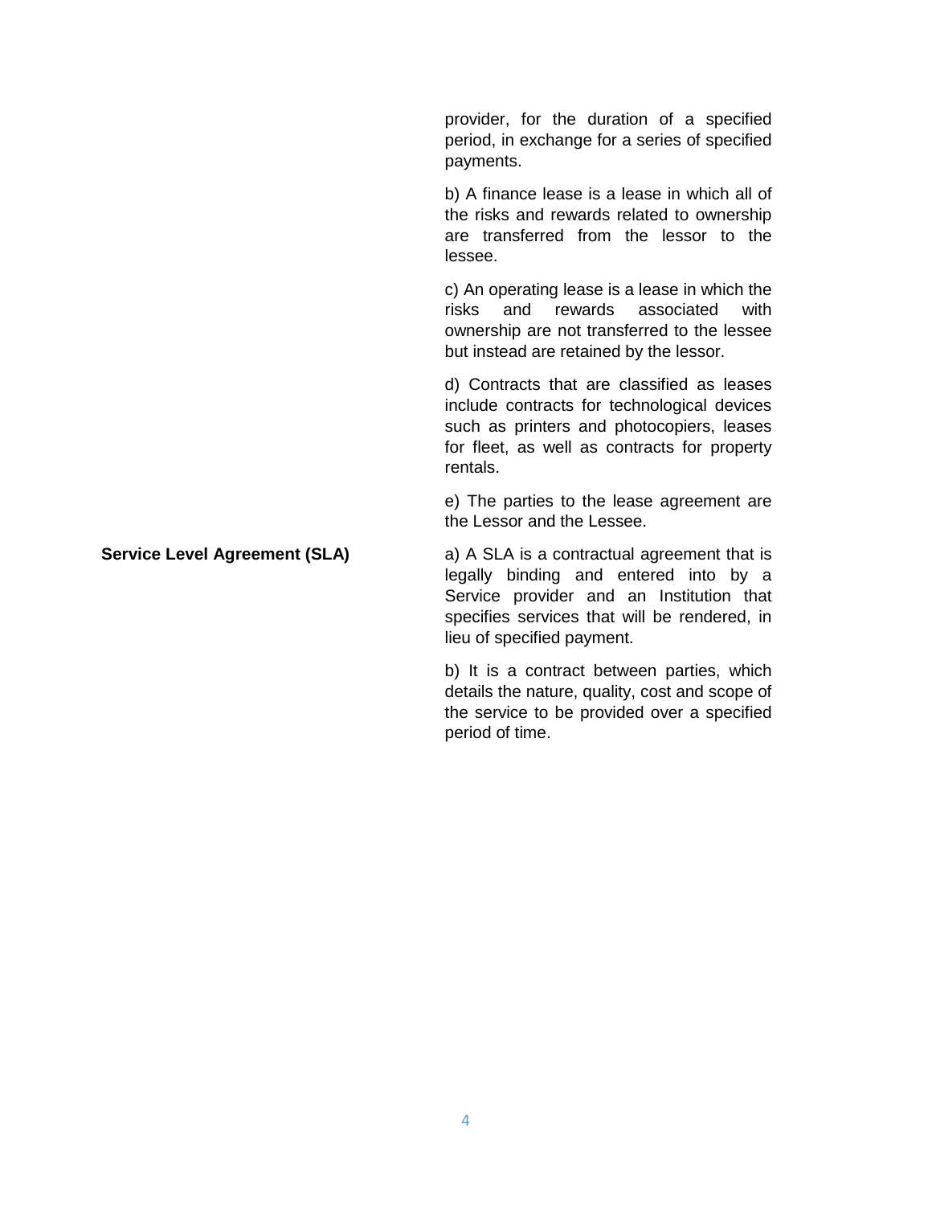| | |
|---|---|
| | provider, for the duration of a specified period, in exchange for a series of specified payments. |
| | b) A finance lease is a lease in which all of the risks and rewards related to ownership are transferred from the lessor to the lessee. |
| | c) An operating lease is a lease in which the risks and rewards associated with ownership are not transferred to the lessee but instead are retained by the lessor. |
| | d) Contracts that are classified as leases include contracts for technological devices such as printers and photocopiers, leases for fleet, as well as contracts for property rentals. |
| | e) The parties to the lease agreement are the Lessor and the Lessee. |
| **Service Level Agreement (SLA)** | a) A SLA is a contractual agreement that is legally binding and entered into by a Service provider and an Institution that specifies services that will be rendered, in lieu of specified payment. |
| | b) It is a contract between parties, which details the nature, quality, cost and scope of the service to be provided over a specified period of time. |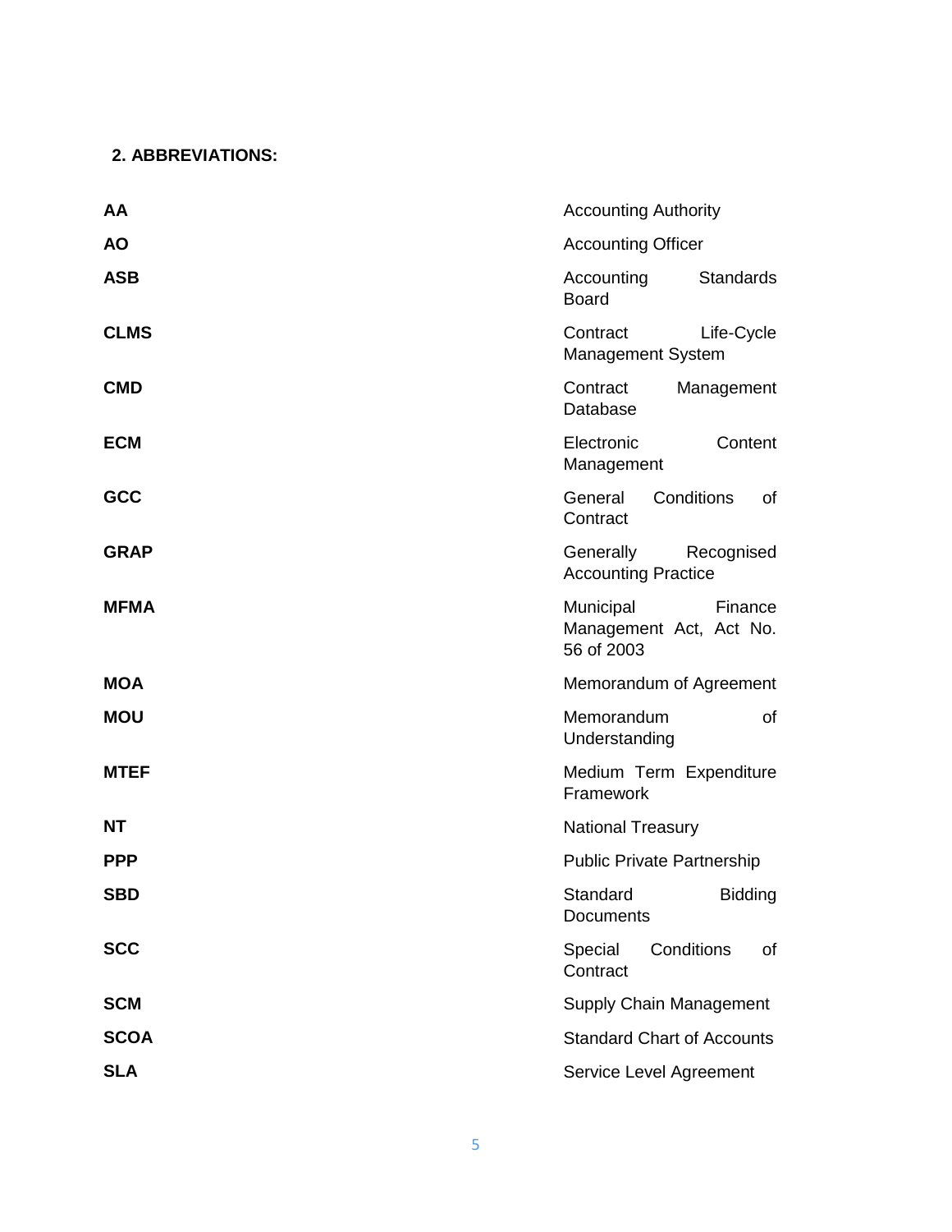## 2. ABBREVIATIONS:

| | |
|---|---|
| **AA** | Accounting Authority |
| **AO** | Accounting Officer |
| **ASB** | Accounting Standards Board |
| **CLMS** | Contract Life-Cycle Management System |
| **CMD** | Contract Management Database |
| **ECM** | Electronic Content Management |
| **GCC** | General Conditions of Contract |
| **GRAP** | Generally Recognised Accounting Practice |
| **MFMA** | Municipal Finance Management Act, Act No. 56 of 2003 |
| **MOA** | Memorandum of Agreement |
| **MOU** | Memorandum of Understanding |
| **MTEF** | Medium Term Expenditure Framework |
| **NT** | National Treasury |
| **PPP** | Public Private Partnership |
| **SBD** | Standard Bidding Documents |
| **SCC** | Special Conditions of Contract |
| **SCM** | Supply Chain Management |
| **SCOA** | Standard Chart of Accounts |
| **SLA** | Service Level Agreement |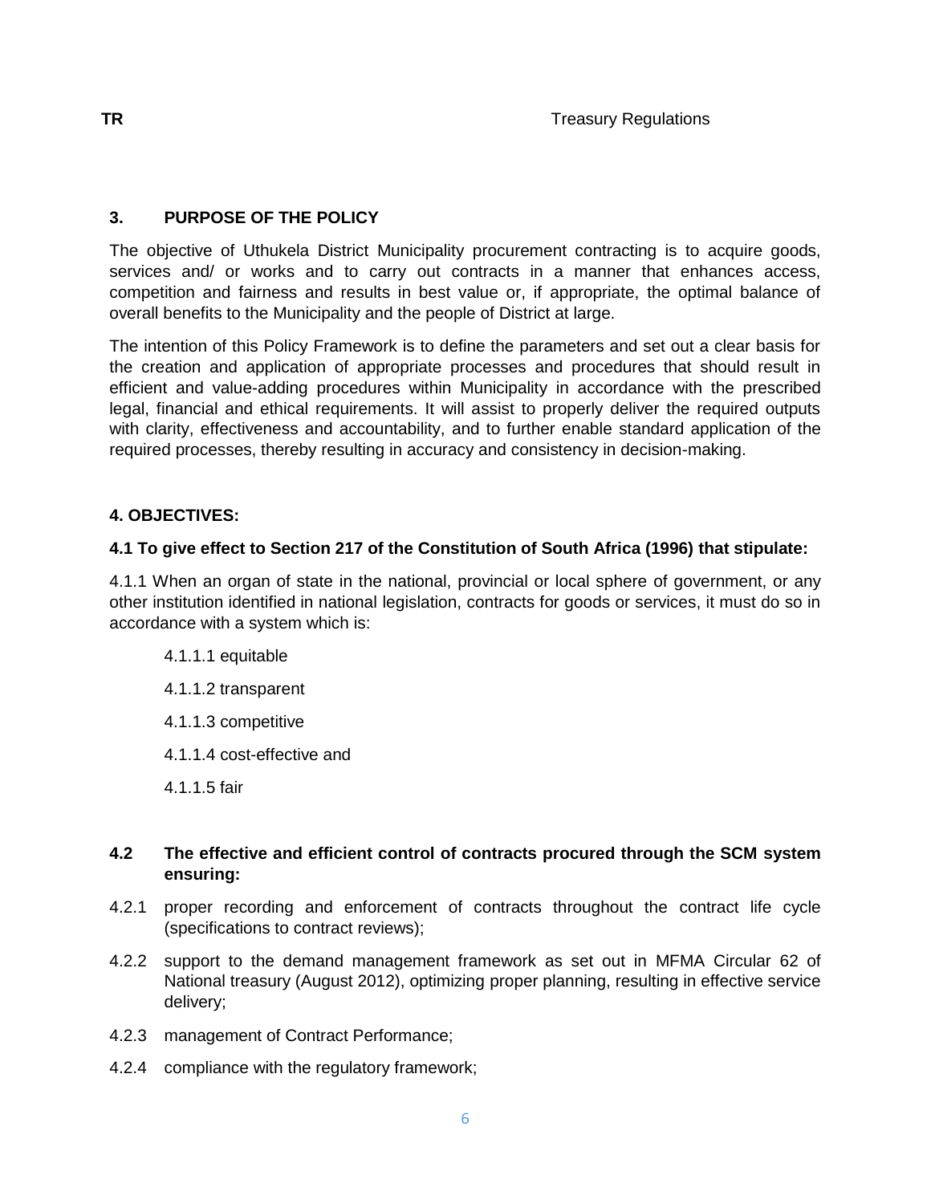| TR | Treasury Regulations |
|---|---|

## 3. PURPOSE OF THE POLICY

The objective of Uthukela District Municipality procurement contracting is to acquire goods, services and/ or works and to carry out contracts in a manner that enhances access, competition and fairness and results in best value or, if appropriate, the optimal balance of overall benefits to the Municipality and the people of District at large.

The intention of this Policy Framework is to define the parameters and set out a clear basis for the creation and application of appropriate processes and procedures that should result in efficient and value-adding procedures within Municipality in accordance with the prescribed legal, financial and ethical requirements. It will assist to properly deliver the required outputs with clarity, effectiveness and accountability, and to further enable standard application of the required processes, thereby resulting in accuracy and consistency in decision-making.

## 4. OBJECTIVES:

### 4.1 To give effect to Section 217 of the Constitution of South Africa (1996) that stipulate:

4.1.1 When an organ of state in the national, provincial or local sphere of government, or any other institution identified in national legislation, contracts for goods or services, it must do so in accordance with a system which is:

- 4.1.1.1 equitable
- 4.1.1.2 transparent
- 4.1.1.3 competitive
- 4.1.1.4 cost-effective and
- 4.1.1.5 fair

### 4.2 The effective and efficient control of contracts procured through the SCM system ensuring:

- 4.2.1 proper recording and enforcement of contracts throughout the contract life cycle (specifications to contract reviews);
- 4.2.2 support to the demand management framework as set out in MFMA Circular 62 of National treasury (August 2012), optimizing proper planning, resulting in effective service delivery;
- 4.2.3 management of Contract Performance;
- 4.2.4 compliance with the regulatory framework;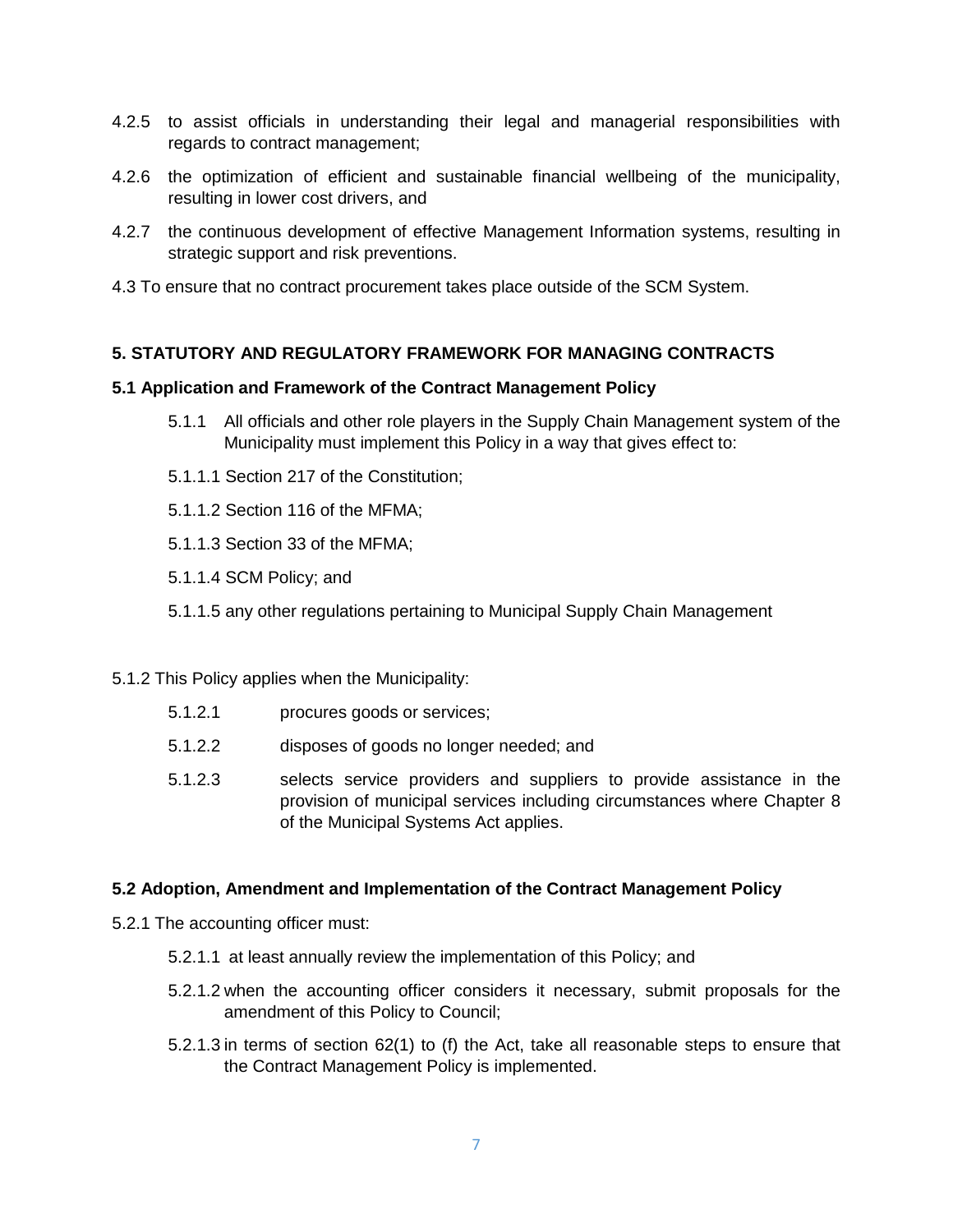4.2.5 to assist officials in understanding their legal and managerial responsibilities with regards to contract management;

4.2.6 the optimization of efficient and sustainable financial wellbeing of the municipality, resulting in lower cost drivers, and

4.2.7 the continuous development of effective Management Information systems, resulting in strategic support and risk preventions.

4.3 To ensure that no contract procurement takes place outside of the SCM System.

## 5. STATUTORY AND REGULATORY FRAMEWORK FOR MANAGING CONTRACTS

### 5.1 Application and Framework of the Contract Management Policy

5.1.1 All officials and other role players in the Supply Chain Management system of the Municipality must implement this Policy in a way that gives effect to:

5.1.1.1 Section 217 of the Constitution;

5.1.1.2 Section 116 of the MFMA;

5.1.1.3 Section 33 of the MFMA;

5.1.1.4 SCM Policy; and

5.1.1.5 any other regulations pertaining to Municipal Supply Chain Management

5.1.2 This Policy applies when the Municipality:

5.1.2.1 procures goods or services;

5.1.2.2 disposes of goods no longer needed; and

5.1.2.3 selects service providers and suppliers to provide assistance in the provision of municipal services including circumstances where Chapter 8 of the Municipal Systems Act applies.

### 5.2 Adoption, Amendment and Implementation of the Contract Management Policy

5.2.1 The accounting officer must:

5.2.1.1 at least annually review the implementation of this Policy; and

5.2.1.2 when the accounting officer considers it necessary, submit proposals for the amendment of this Policy to Council;

5.2.1.3 in terms of section 62(1) to (f) the Act, take all reasonable steps to ensure that the Contract Management Policy is implemented.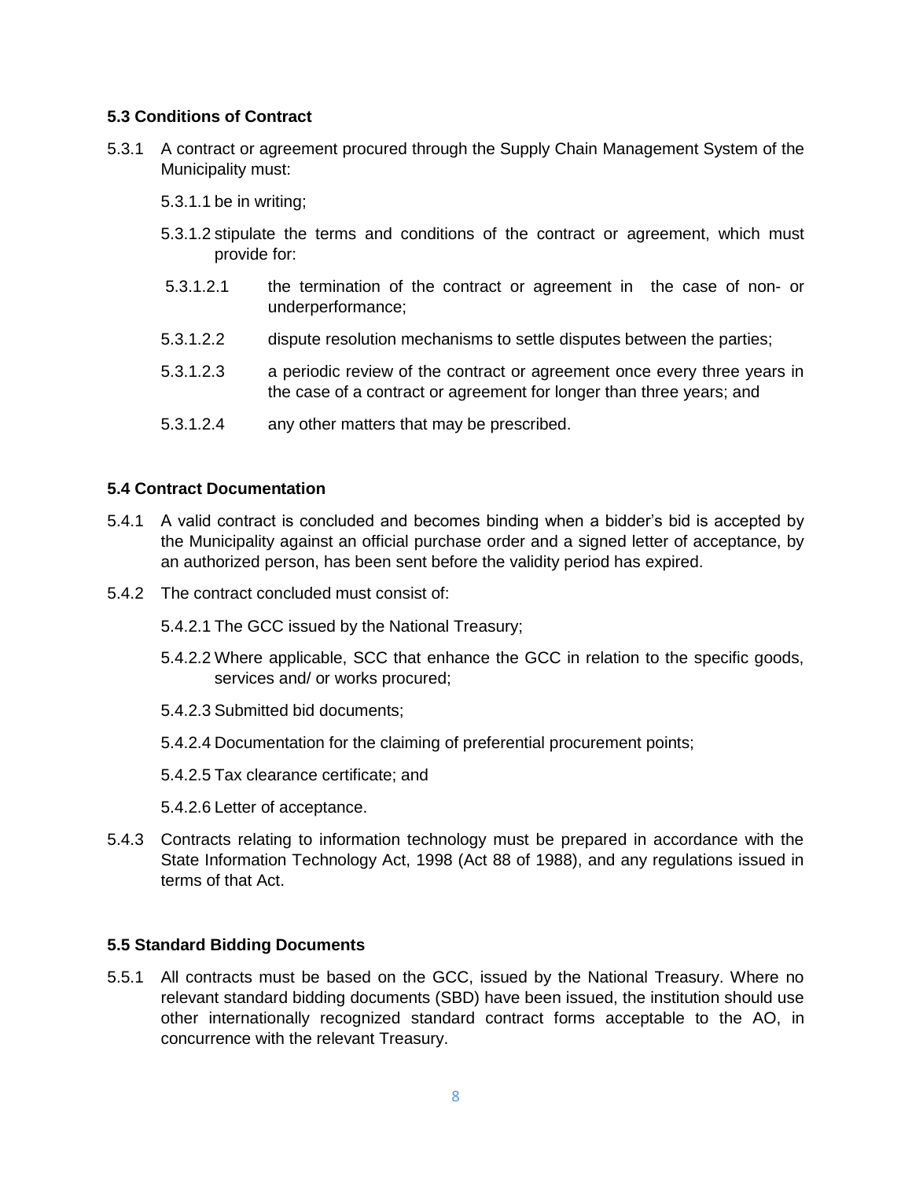### 5.3 Conditions of Contract

5.3.1 A contract or agreement procured through the Supply Chain Management System of the Municipality must:

5.3.1.1 be in writing;

5.3.1.2 stipulate the terms and conditions of the contract or agreement, which must provide for:

5.3.1.2.1 the termination of the contract or agreement in the case of non- or underperformance;

5.3.1.2.2 dispute resolution mechanisms to settle disputes between the parties;

5.3.1.2.3 a periodic review of the contract or agreement once every three years in the case of a contract or agreement for longer than three years; and

5.3.1.2.4 any other matters that may be prescribed.

### 5.4 Contract Documentation

5.4.1 A valid contract is concluded and becomes binding when a bidder's bid is accepted by the Municipality against an official purchase order and a signed letter of acceptance, by an authorized person, has been sent before the validity period has expired.

5.4.2 The contract concluded must consist of:

5.4.2.1 The GCC issued by the National Treasury;

5.4.2.2 Where applicable, SCC that enhance the GCC in relation to the specific goods, services and/ or works procured;

5.4.2.3 Submitted bid documents;

5.4.2.4 Documentation for the claiming of preferential procurement points;

5.4.2.5 Tax clearance certificate; and

5.4.2.6 Letter of acceptance.

5.4.3 Contracts relating to information technology must be prepared in accordance with the State Information Technology Act, 1998 (Act 88 of 1988), and any regulations issued in terms of that Act.

### 5.5 Standard Bidding Documents

5.5.1 All contracts must be based on the GCC, issued by the National Treasury. Where no relevant standard bidding documents (SBD) have been issued, the institution should use other internationally recognized standard contract forms acceptable to the AO, in concurrence with the relevant Treasury.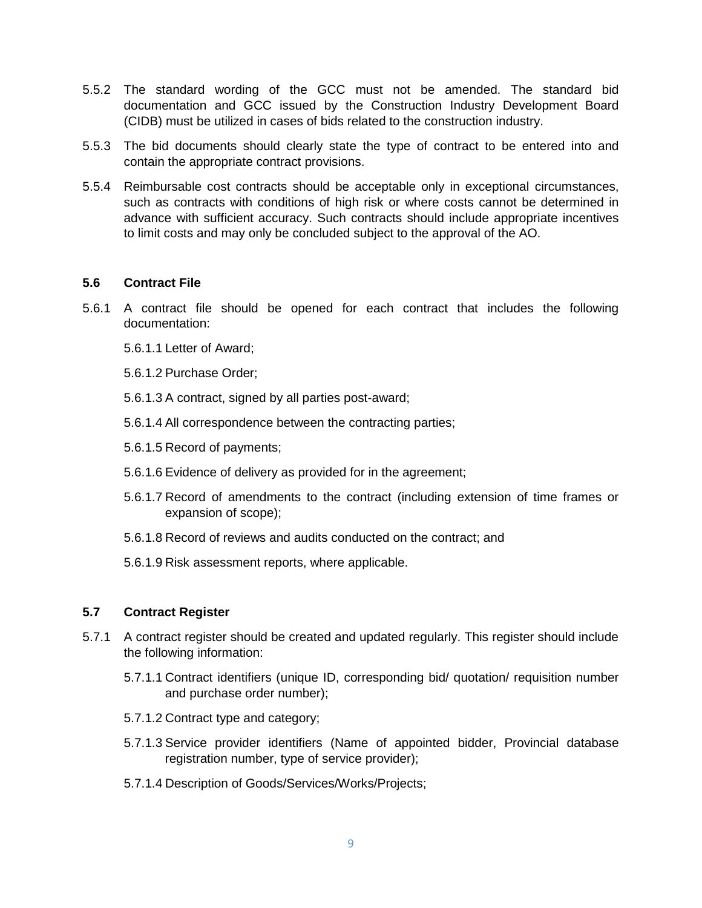5.5.2 The standard wording of the GCC must not be amended. The standard bid documentation and GCC issued by the Construction Industry Development Board (CIDB) must be utilized in cases of bids related to the construction industry.

5.5.3 The bid documents should clearly state the type of contract to be entered into and contain the appropriate contract provisions.

5.5.4 Reimbursable cost contracts should be acceptable only in exceptional circumstances, such as contracts with conditions of high risk or where costs cannot be determined in advance with sufficient accuracy. Such contracts should include appropriate incentives to limit costs and may only be concluded subject to the approval of the AO.

### 5.6 Contract File

5.6.1 A contract file should be opened for each contract that includes the following documentation:

5.6.1.1 Letter of Award;

5.6.1.2 Purchase Order;

5.6.1.3 A contract, signed by all parties post-award;

5.6.1.4 All correspondence between the contracting parties;

5.6.1.5 Record of payments;

5.6.1.6 Evidence of delivery as provided for in the agreement;

5.6.1.7 Record of amendments to the contract (including extension of time frames or expansion of scope);

5.6.1.8 Record of reviews and audits conducted on the contract; and

5.6.1.9 Risk assessment reports, where applicable.

### 5.7 Contract Register

5.7.1 A contract register should be created and updated regularly. This register should include the following information:

5.7.1.1 Contract identifiers (unique ID, corresponding bid/ quotation/ requisition number and purchase order number);

5.7.1.2 Contract type and category;

5.7.1.3 Service provider identifiers (Name of appointed bidder, Provincial database registration number, type of service provider);

5.7.1.4 Description of Goods/Services/Works/Projects;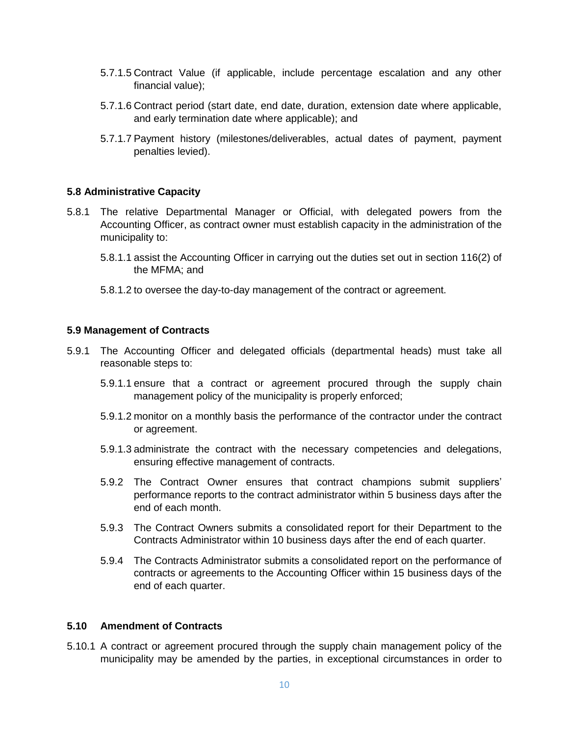5.7.1.5 Contract Value (if applicable, include percentage escalation and any other financial value);

5.7.1.6 Contract period (start date, end date, duration, extension date where applicable, and early termination date where applicable); and

5.7.1.7 Payment history (milestones/deliverables, actual dates of payment, payment penalties levied).

**5.8 Administrative Capacity**

5.8.1 The relative Departmental Manager or Official, with delegated powers from the Accounting Officer, as contract owner must establish capacity in the administration of the municipality to:

5.8.1.1 assist the Accounting Officer in carrying out the duties set out in section 116(2) of the MFMA; and

5.8.1.2 to oversee the day-to-day management of the contract or agreement.

**5.9 Management of Contracts**

5.9.1 The Accounting Officer and delegated officials (departmental heads) must take all reasonable steps to:

5.9.1.1 ensure that a contract or agreement procured through the supply chain management policy of the municipality is properly enforced;

5.9.1.2 monitor on a monthly basis the performance of the contractor under the contract or agreement.

5.9.1.3 administrate the contract with the necessary competencies and delegations, ensuring effective management of contracts.

5.9.2 The Contract Owner ensures that contract champions submit suppliers' performance reports to the contract administrator within 5 business days after the end of each month.

5.9.3 The Contract Owners submits a consolidated report for their Department to the Contracts Administrator within 10 business days after the end of each quarter.

5.9.4 The Contracts Administrator submits a consolidated report on the performance of contracts or agreements to the Accounting Officer within 15 business days of the end of each quarter.

**5.10 Amendment of Contracts**

5.10.1 A contract or agreement procured through the supply chain management policy of the municipality may be amended by the parties, in exceptional circumstances in order to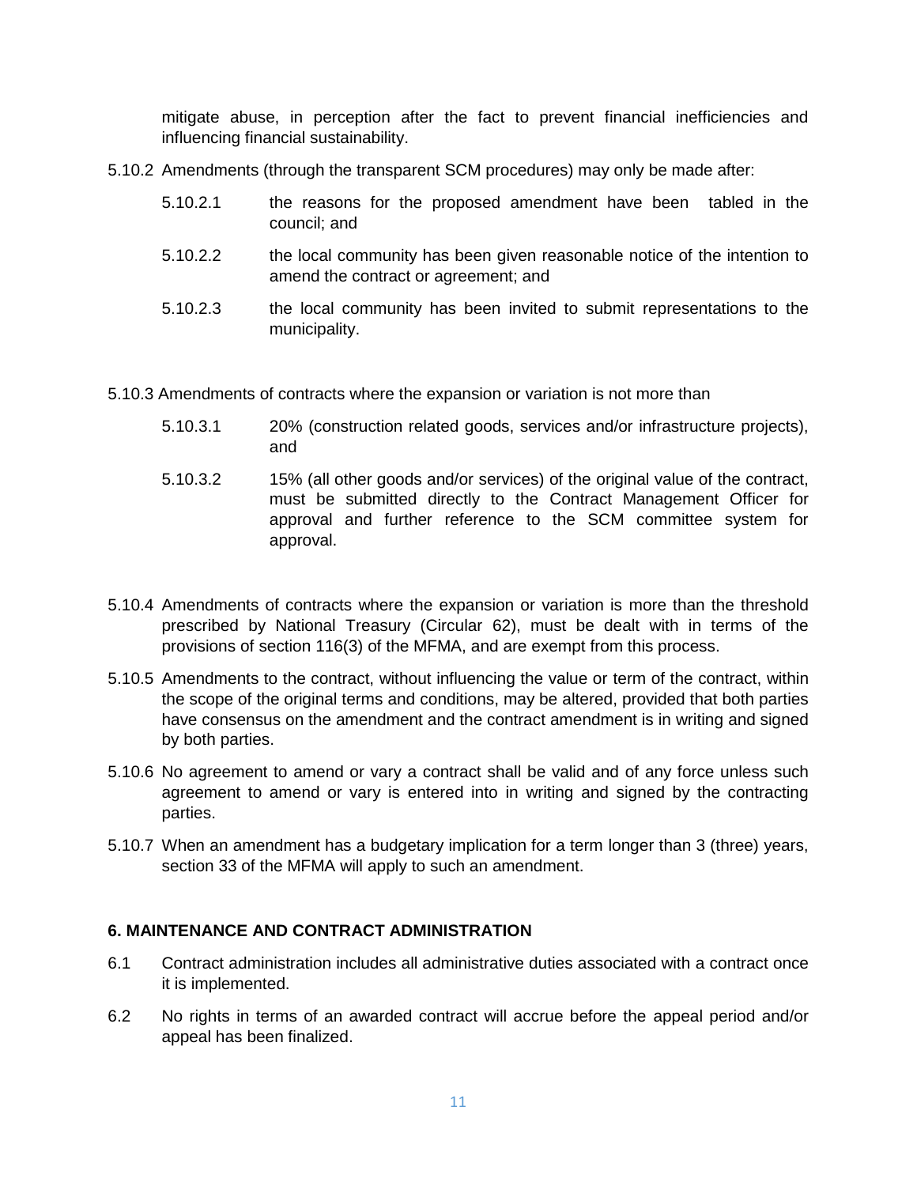mitigate abuse, in perception after the fact to prevent financial inefficiencies and influencing financial sustainability.

5.10.2 Amendments (through the transparent SCM procedures) may only be made after:

5.10.2.1 the reasons for the proposed amendment have been tabled in the council; and

5.10.2.2 the local community has been given reasonable notice of the intention to amend the contract or agreement; and

5.10.2.3 the local community has been invited to submit representations to the municipality.

5.10.3 Amendments of contracts where the expansion or variation is not more than

5.10.3.1 20% (construction related goods, services and/or infrastructure projects), and

5.10.3.2 15% (all other goods and/or services) of the original value of the contract, must be submitted directly to the Contract Management Officer for approval and further reference to the SCM committee system for approval.

5.10.4 Amendments of contracts where the expansion or variation is more than the threshold prescribed by National Treasury (Circular 62), must be dealt with in terms of the provisions of section 116(3) of the MFMA, and are exempt from this process.

5.10.5 Amendments to the contract, without influencing the value or term of the contract, within the scope of the original terms and conditions, may be altered, provided that both parties have consensus on the amendment and the contract amendment is in writing and signed by both parties.

5.10.6 No agreement to amend or vary a contract shall be valid and of any force unless such agreement to amend or vary is entered into in writing and signed by the contracting parties.

5.10.7 When an amendment has a budgetary implication for a term longer than 3 (three) years, section 33 of the MFMA will apply to such an amendment.

## 6. MAINTENANCE AND CONTRACT ADMINISTRATION

6.1 Contract administration includes all administrative duties associated with a contract once it is implemented.

6.2 No rights in terms of an awarded contract will accrue before the appeal period and/or appeal has been finalized.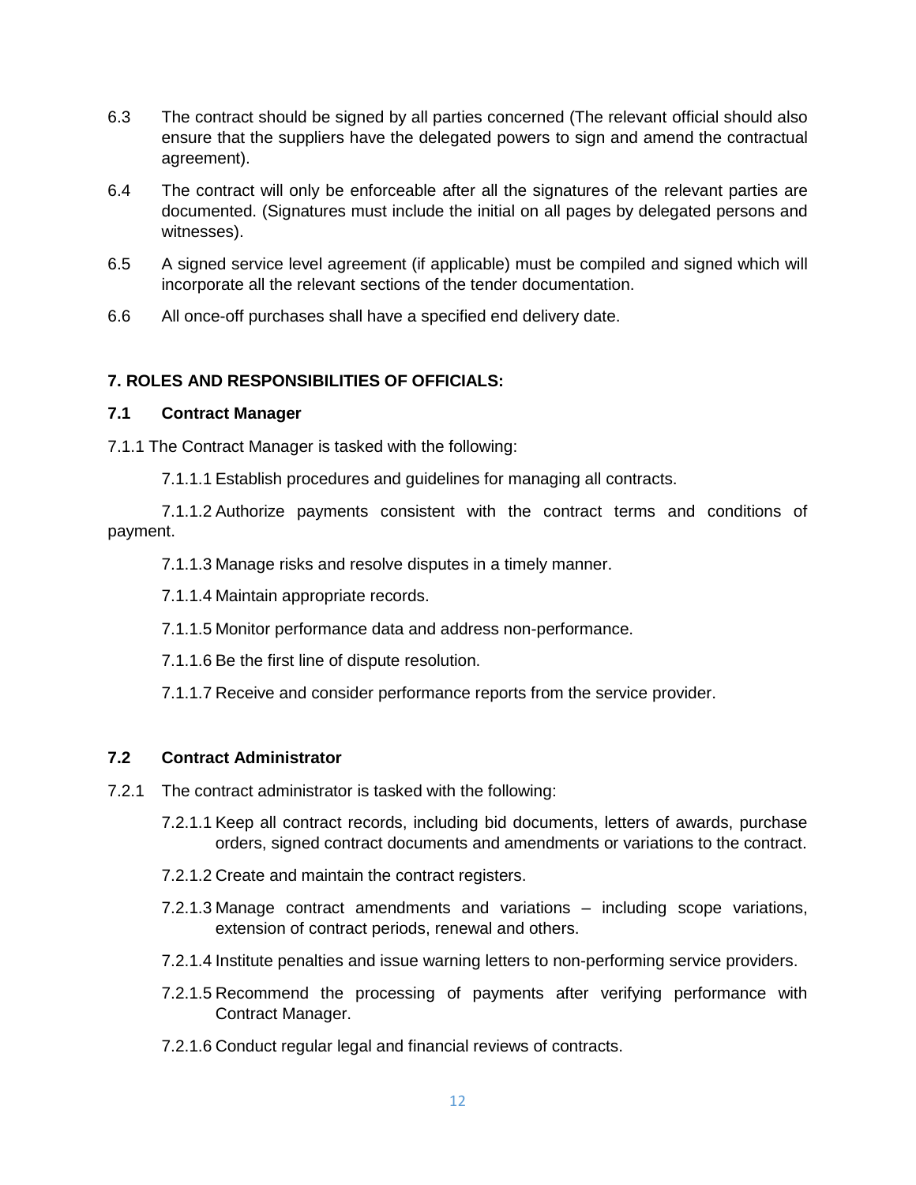6.3 The contract should be signed by all parties concerned (The relevant official should also ensure that the suppliers have the delegated powers to sign and amend the contractual agreement).

6.4 The contract will only be enforceable after all the signatures of the relevant parties are documented. (Signatures must include the initial on all pages by delegated persons and witnesses).

6.5 A signed service level agreement (if applicable) must be compiled and signed which will incorporate all the relevant sections of the tender documentation.

6.6 All once-off purchases shall have a specified end delivery date.

## 7. ROLES AND RESPONSIBILITIES OF OFFICIALS:

### 7.1 Contract Manager

7.1.1 The Contract Manager is tasked with the following:

7.1.1.1 Establish procedures and guidelines for managing all contracts.

7.1.1.2 Authorize payments consistent with the contract terms and conditions of payment.

7.1.1.3 Manage risks and resolve disputes in a timely manner.

7.1.1.4 Maintain appropriate records.

7.1.1.5 Monitor performance data and address non-performance.

7.1.1.6 Be the first line of dispute resolution.

7.1.1.7 Receive and consider performance reports from the service provider.

### 7.2 Contract Administrator

7.2.1 The contract administrator is tasked with the following:

7.2.1.1 Keep all contract records, including bid documents, letters of awards, purchase orders, signed contract documents and amendments or variations to the contract.

7.2.1.2 Create and maintain the contract registers.

7.2.1.3 Manage contract amendments and variations – including scope variations, extension of contract periods, renewal and others.

7.2.1.4 Institute penalties and issue warning letters to non-performing service providers.

7.2.1.5 Recommend the processing of payments after verifying performance with Contract Manager.

7.2.1.6 Conduct regular legal and financial reviews of contracts.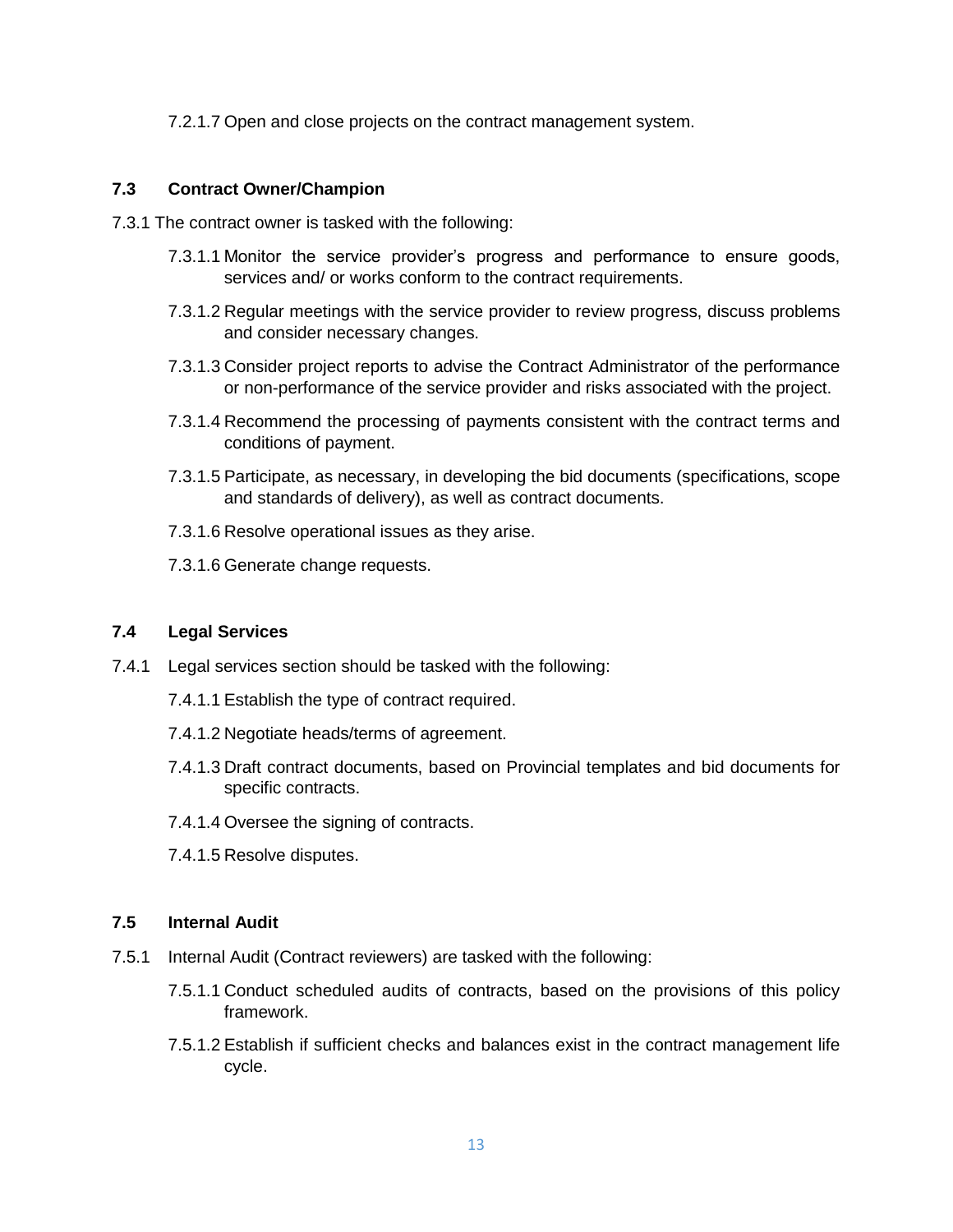7.2.1.7 Open and close projects on the contract management system.

### 7.3 Contract Owner/Champion

7.3.1 The contract owner is tasked with the following:

- 7.3.1.1 Monitor the service provider's progress and performance to ensure goods, services and/ or works conform to the contract requirements.
- 7.3.1.2 Regular meetings with the service provider to review progress, discuss problems and consider necessary changes.
- 7.3.1.3 Consider project reports to advise the Contract Administrator of the performance or non-performance of the service provider and risks associated with the project.
- 7.3.1.4 Recommend the processing of payments consistent with the contract terms and conditions of payment.
- 7.3.1.5 Participate, as necessary, in developing the bid documents (specifications, scope and standards of delivery), as well as contract documents.
- 7.3.1.6 Resolve operational issues as they arise.
- 7.3.1.6 Generate change requests.

### 7.4 Legal Services

7.4.1 Legal services section should be tasked with the following:

- 7.4.1.1 Establish the type of contract required.
- 7.4.1.2 Negotiate heads/terms of agreement.
- 7.4.1.3 Draft contract documents, based on Provincial templates and bid documents for specific contracts.
- 7.4.1.4 Oversee the signing of contracts.
- 7.4.1.5 Resolve disputes.

### 7.5 Internal Audit

7.5.1 Internal Audit (Contract reviewers) are tasked with the following:

- 7.5.1.1 Conduct scheduled audits of contracts, based on the provisions of this policy framework.
- 7.5.1.2 Establish if sufficient checks and balances exist in the contract management life cycle.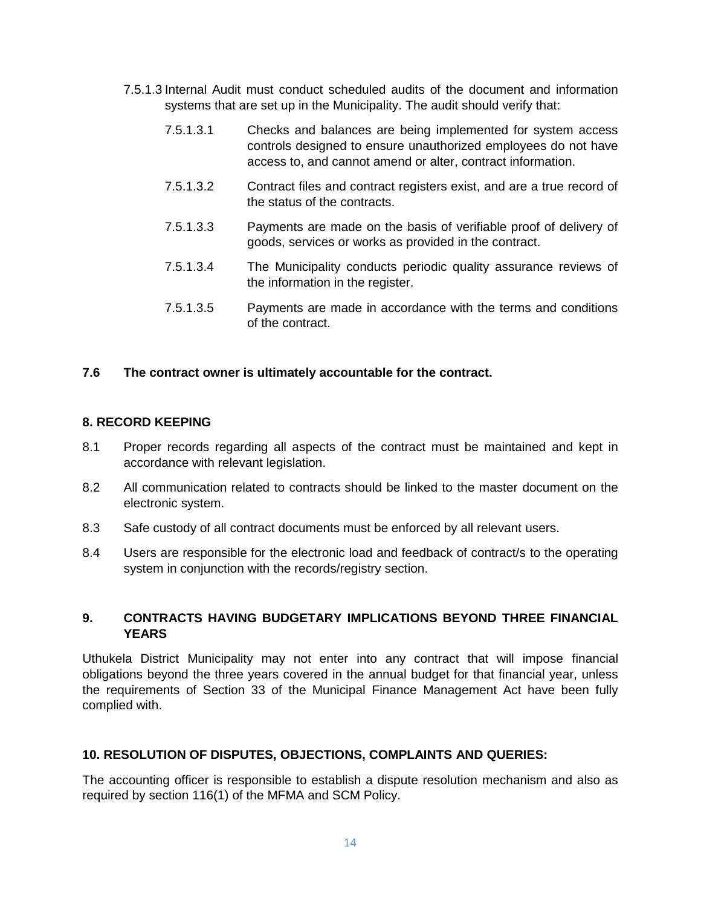7.5.1.3 Internal Audit must conduct scheduled audits of the document and information systems that are set up in the Municipality. The audit should verify that:

7.5.1.3.1 Checks and balances are being implemented for system access controls designed to ensure unauthorized employees do not have access to, and cannot amend or alter, contract information.

7.5.1.3.2 Contract files and contract registers exist, and are a true record of the status of the contracts.

7.5.1.3.3 Payments are made on the basis of verifiable proof of delivery of goods, services or works as provided in the contract.

7.5.1.3.4 The Municipality conducts periodic quality assurance reviews of the information in the register.

7.5.1.3.5 Payments are made in accordance with the terms and conditions of the contract.

**7.6 The contract owner is ultimately accountable for the contract.**

## 8. RECORD KEEPING

8.1 Proper records regarding all aspects of the contract must be maintained and kept in accordance with relevant legislation.

8.2 All communication related to contracts should be linked to the master document on the electronic system.

8.3 Safe custody of all contract documents must be enforced by all relevant users.

8.4 Users are responsible for the electronic load and feedback of contract/s to the operating system in conjunction with the records/registry section.

## 9. CONTRACTS HAVING BUDGETARY IMPLICATIONS BEYOND THREE FINANCIAL YEARS

Uthukela District Municipality may not enter into any contract that will impose financial obligations beyond the three years covered in the annual budget for that financial year, unless the requirements of Section 33 of the Municipal Finance Management Act have been fully complied with.

## 10. RESOLUTION OF DISPUTES, OBJECTIONS, COMPLAINTS AND QUERIES:

The accounting officer is responsible to establish a dispute resolution mechanism and also as required by section 116(1) of the MFMA and SCM Policy.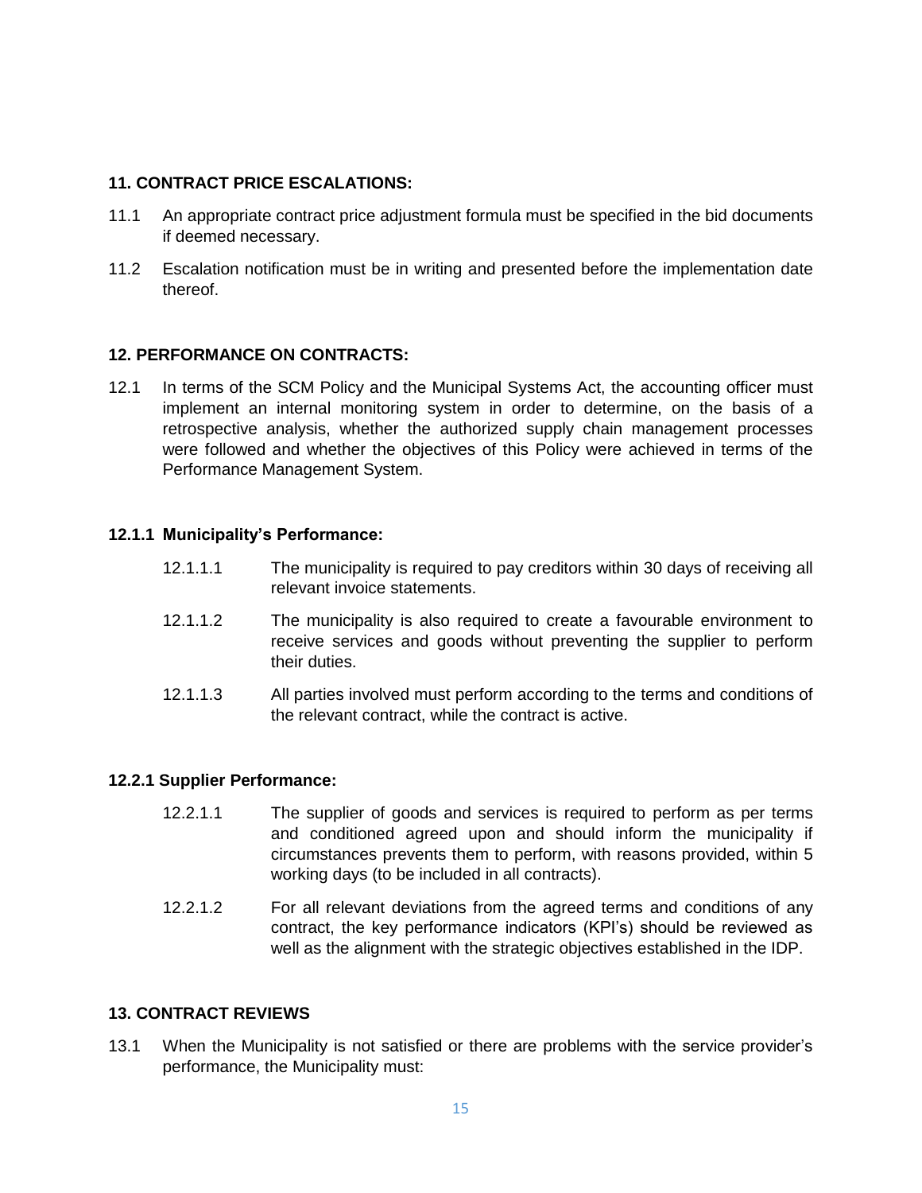## 11. CONTRACT PRICE ESCALATIONS:

11.1 An appropriate contract price adjustment formula must be specified in the bid documents if deemed necessary.

11.2 Escalation notification must be in writing and presented before the implementation date thereof.

## 12. PERFORMANCE ON CONTRACTS:

12.1 In terms of the SCM Policy and the Municipal Systems Act, the accounting officer must implement an internal monitoring system in order to determine, on the basis of a retrospective analysis, whether the authorized supply chain management processes were followed and whether the objectives of this Policy were achieved in terms of the Performance Management System.

### 12.1.1 Municipality's Performance:

12.1.1.1 The municipality is required to pay creditors within 30 days of receiving all relevant invoice statements.

12.1.1.2 The municipality is also required to create a favourable environment to receive services and goods without preventing the supplier to perform their duties.

12.1.1.3 All parties involved must perform according to the terms and conditions of the relevant contract, while the contract is active.

### 12.2.1 Supplier Performance:

12.2.1.1 The supplier of goods and services is required to perform as per terms and conditioned agreed upon and should inform the municipality if circumstances prevents them to perform, with reasons provided, within 5 working days (to be included in all contracts).

12.2.1.2 For all relevant deviations from the agreed terms and conditions of any contract, the key performance indicators (KPI's) should be reviewed as well as the alignment with the strategic objectives established in the IDP.

## 13. CONTRACT REVIEWS

13.1 When the Municipality is not satisfied or there are problems with the service provider's performance, the Municipality must: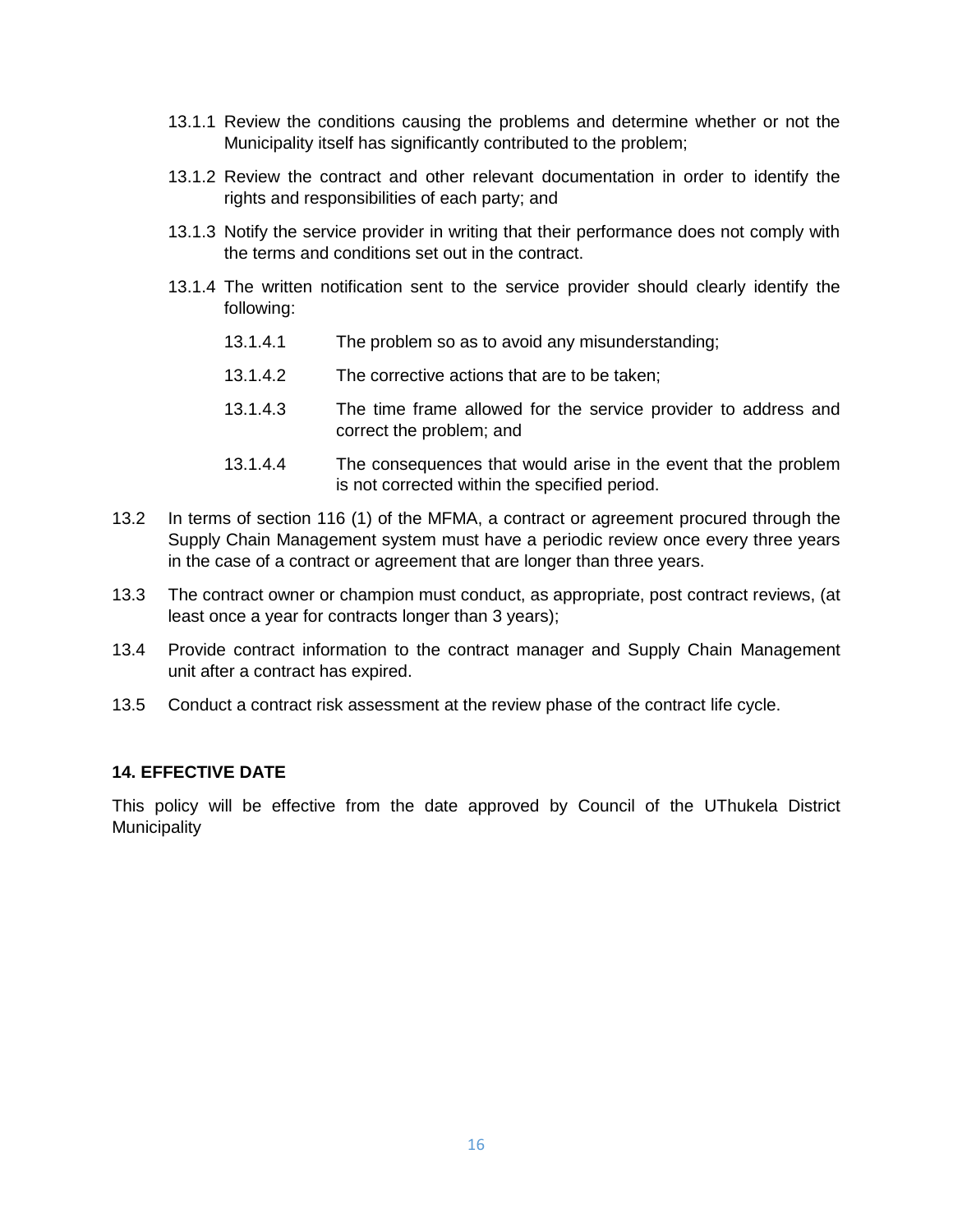13.1.1 Review the conditions causing the problems and determine whether or not the Municipality itself has significantly contributed to the problem;

13.1.2 Review the contract and other relevant documentation in order to identify the rights and responsibilities of each party; and

13.1.3 Notify the service provider in writing that their performance does not comply with the terms and conditions set out in the contract.

13.1.4 The written notification sent to the service provider should clearly identify the following:

13.1.4.1 The problem so as to avoid any misunderstanding;

13.1.4.2 The corrective actions that are to be taken;

13.1.4.3 The time frame allowed for the service provider to address and correct the problem; and

13.1.4.4 The consequences that would arise in the event that the problem is not corrected within the specified period.

13.2 In terms of section 116 (1) of the MFMA, a contract or agreement procured through the Supply Chain Management system must have a periodic review once every three years in the case of a contract or agreement that are longer than three years.

13.3 The contract owner or champion must conduct, as appropriate, post contract reviews, (at least once a year for contracts longer than 3 years);

13.4 Provide contract information to the contract manager and Supply Chain Management unit after a contract has expired.

13.5 Conduct a contract risk assessment at the review phase of the contract life cycle.

## 14. EFFECTIVE DATE

This policy will be effective from the date approved by Council of the UThukela District Municipality